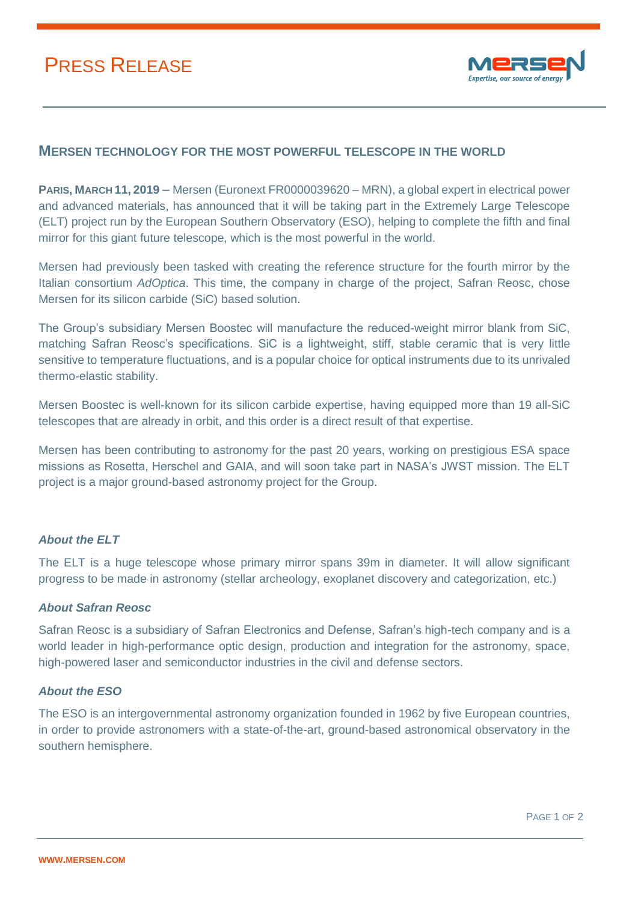# PRESS RELEASE

## MERSEN TECHNOLOGY FOR THE MOST POWERFUL TELESCOPE IN THE WORLD

**PARIS, MARCH 11, 2019** – Mersen (Euronext FR0000039620 – MRN), a global expert in electrical power and advanced materials, has announced that it will be taking part in the Extremely Large Telescope (ELT) project run by the European Southern Observatory (ESO), helping to complete the fifth and final mirror for this giant future telescope, which is the most powerful in the world.

Mersen had previously been tasked with creating the reference structure for the fourth mirror by the Italian consortium *AdOptica*. This time, the company in charge of the project, Safran Reosc, chose Mersen for its silicon carbide (SiC) based solution.

The Group's subsidiary Mersen Boostec will manufacture the reduced-weight mirror blank from SiC, matching Safran Reosc's specifications. SiC is a lightweight, stiff, stable ceramic that is very little sensitive to temperature fluctuations, and is a popular choice for optical instruments due to its unrivaled thermo-elastic stability.

Mersen Boostec is well-known for its silicon carbide expertise, having equipped more than 19 all-SiC telescopes that are already in orbit, and this order is a direct result of that expertise.

Mersen has been contributing to astronomy for the past 20 years, working on prestigious ESA space missions as Rosetta, Herschel and GAIA, and will soon take part in NASA's JWST mission. The ELT project is a major ground-based astronomy project for the Group.

### *About the ELT*

The ELT is a huge telescope whose primary mirror spans 39m in diameter. It will allow significant progress to be made in astronomy (stellar archeology, exoplanet discovery and categorization, etc.)

### *About Safran Reosc*

Safran Reosc is a subsidiary of Safran Electronics and Defense, Safran's high-tech company and is a world leader in high-performance optic design, production and integration for the astronomy, space, high-powered laser and semiconductor industries in the civil and defense sectors.

### *About the ESO*

The ESO is an intergovernmental astronomy organization founded in 1962 by five European countries, in order to provide astronomers with a state-of-the-art, ground-based astronomical observatory in the southern hemisphere.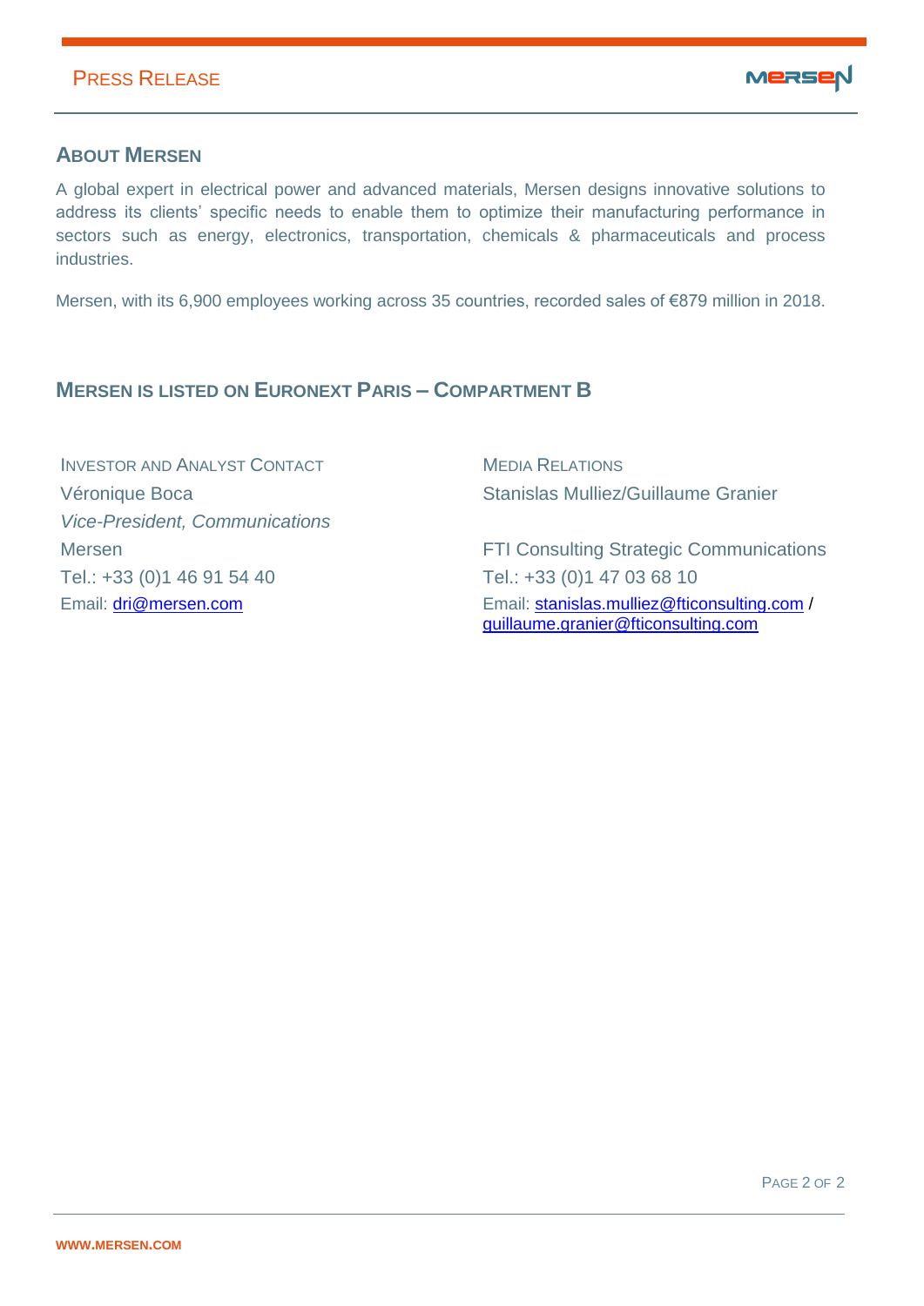## About Mersen

A global expert in electrical power and advanced materials, Mersen designs innovative solutions to address its clients' specific needs to enable them to optimize their manufacturing performance in sectors such as energy, electronics, transportation, chemicals & pharmaceuticals and process industries.

Mersen, with its 6,900 employees working across 35 countries, recorded sales of €879 million in 2018.

## Mersen is listed on Euronext Paris – Compartment B

Investor and Analyst Contact
Véronique Boca
*Vice-President, Communications*
Mersen
Tel.: +33 (0)1 46 91 54 40
Email: dri@mersen.com

Media Relations
Stanislas Mulliez/Guillaume Granier

FTI Consulting Strategic Communications
Tel.: +33 (0)1 47 03 68 10
Email: stanislas.mulliez@fticonsulting.com / guillaume.granier@fticonsulting.com